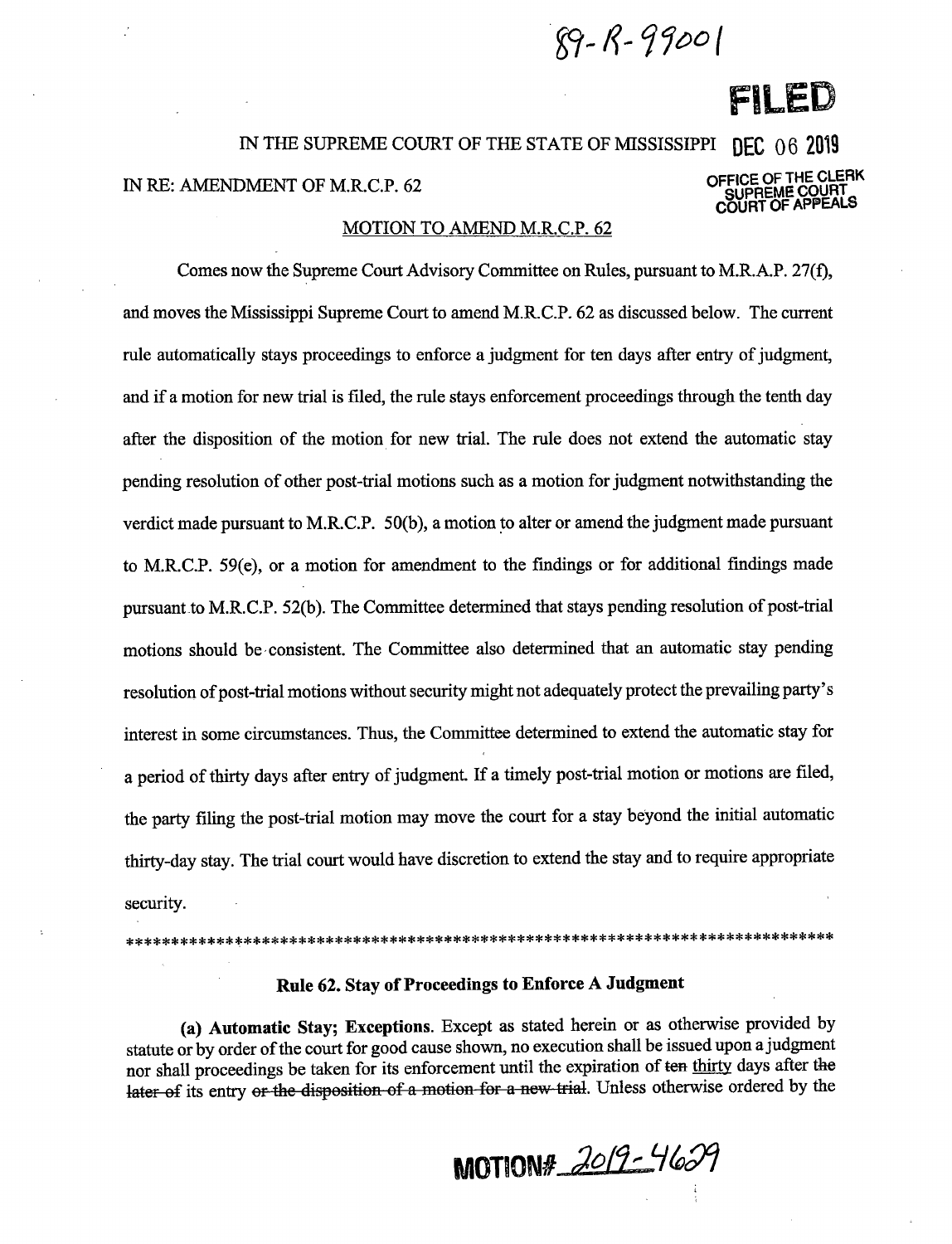89-R-99001

**FILED**

IN THE SUPREME COURT OF THE STATE OF MISSISSIPPI **DEC 06 2019**

IN RE: AMENDMENT OF M.R.C.P. 62

OFFICE OF THE CLERK
SUPREME COURT
COURT OF APPEALS

MOTION TO AMEND M.R.C.P. 62

Comes now the Supreme Court Advisory Committee on Rules, pursuant to M.R.A.P. 27(f), and moves the Mississippi Supreme Court to amend M.R.C.P. 62 as discussed below. The current rule automatically stays proceedings to enforce a judgment for ten days after entry of judgment, and if a motion for new trial is filed, the rule stays enforcement proceedings through the tenth day after the disposition of the motion for new trial. The rule does not extend the automatic stay pending resolution of other post-trial motions such as a motion for judgment notwithstanding the verdict made pursuant to M.R.C.P. 50(b), a motion to alter or amend the judgment made pursuant to M.R.C.P. 59(e), or a motion for amendment to the findings or for additional findings made pursuant to M.R.C.P. 52(b). The Committee determined that stays pending resolution of post-trial motions should be consistent. The Committee also determined that an automatic stay pending resolution of post-trial motions without security might not adequately protect the prevailing party's interest in some circumstances. Thus, the Committee determined to extend the automatic stay for a period of thirty days after entry of judgment. If a timely post-trial motion or motions are filed, the party filing the post-trial motion may move the court for a stay beyond the initial automatic thirty-day stay. The trial court would have discretion to extend the stay and to require appropriate security.

\*\*\*\*\*\*\*\*\*\*\*\*\*\*\*\*\*\*\*\*\*\*\*\*\*\*\*\*\*\*\*\*\*\*\*\*\*\*\*\*\*\*\*\*\*\*\*\*\*\*\*\*\*\*\*\*\*\*\*\*\*\*\*\*\*\*\*\*\*\*\*\*\*\*\*\*\*\*\*\*

**Rule 62. Stay of Proceedings to Enforce A Judgment**

**(a) Automatic Stay; Exceptions.** Except as stated herein or as otherwise provided by statute or by order of the court for good cause shown, no execution shall be issued upon a judgment nor shall proceedings be taken for its enforcement until the expiration of ~~ten~~ <u>thirty</u> days after ~~the later of~~ its entry ~~or the disposition of a motion for a new trial~~. Unless otherwise ordered by the

**MOTION# 2019-4629**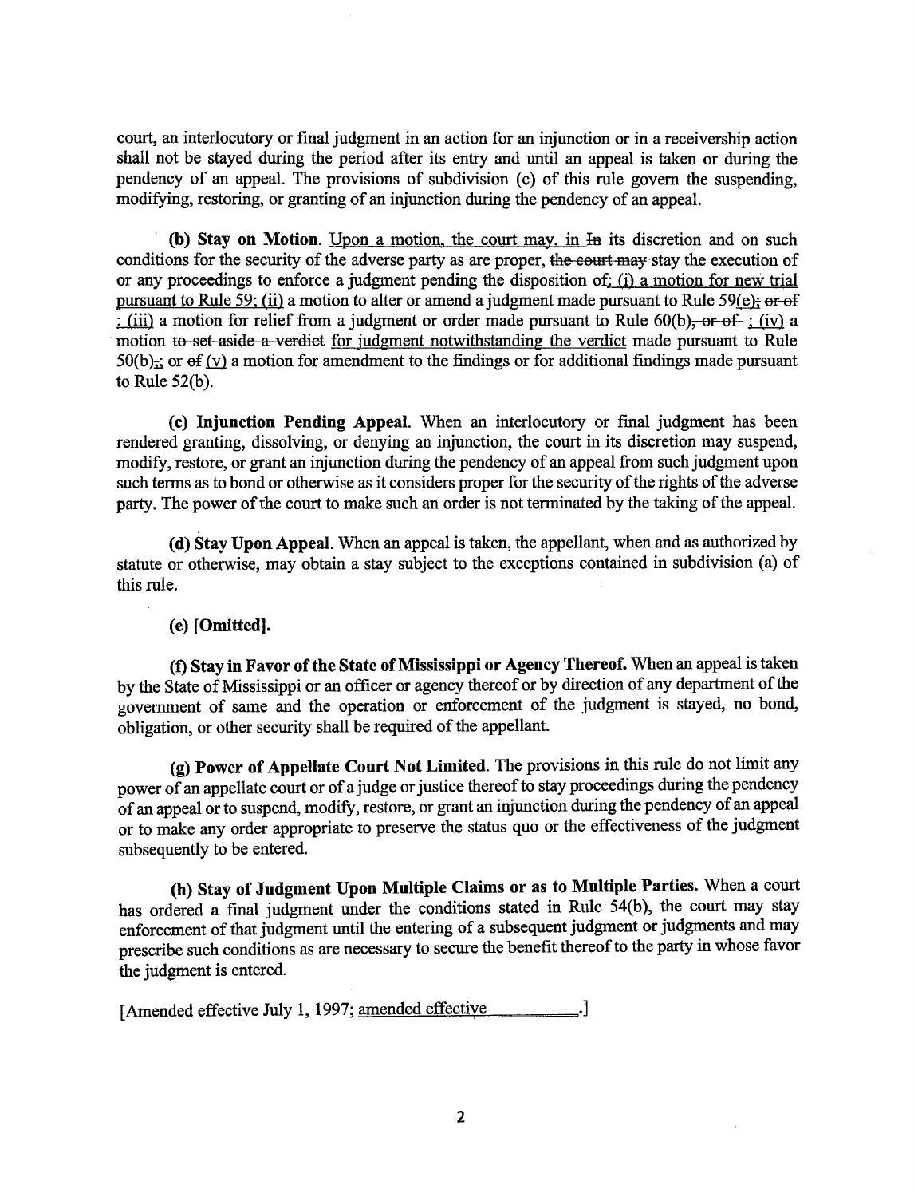court, an interlocutory or final judgment in an action for an injunction or in a receivership action shall not be stayed during the period after its entry and until an appeal is taken or during the pendency of an appeal. The provisions of subdivision (c) of this rule govern the suspending, modifying, restoring, or granting of an injunction during the pendency of an appeal.

**(b) Stay on Motion.** Upon a motion, the court may, in ~~In~~ its discretion and on such conditions for the security of the adverse party as are proper, ~~the court may~~ stay the execution of or any proceedings to enforce a judgment pending the disposition of: (i) a motion for new trial pursuant to Rule 59; (ii) a motion to alter or amend a judgment made pursuant to Rule 59(e); ~~or of~~ ; (iii) a motion for relief from a judgment or order made pursuant to Rule 60(b), ~~or of~~ ; (iv) a motion ~~to set aside a verdict~~ for judgment notwithstanding the verdict made pursuant to Rule 50(b),; or ~~of~~ (v) a motion for amendment to the findings or for additional findings made pursuant to Rule 52(b).

**(c) Injunction Pending Appeal.** When an interlocutory or final judgment has been rendered granting, dissolving, or denying an injunction, the court in its discretion may suspend, modify, restore, or grant an injunction during the pendency of an appeal from such judgment upon such terms as to bond or otherwise as it considers proper for the security of the rights of the adverse party. The power of the court to make such an order is not terminated by the taking of the appeal.

**(d) Stay Upon Appeal.** When an appeal is taken, the appellant, when and as authorized by statute or otherwise, may obtain a stay subject to the exceptions contained in subdivision (a) of this rule.

**(e) [Omitted].**

**(f) Stay in Favor of the State of Mississippi or Agency Thereof.** When an appeal is taken by the State of Mississippi or an officer or agency thereof or by direction of any department of the government of same and the operation or enforcement of the judgment is stayed, no bond, obligation, or other security shall be required of the appellant.

**(g) Power of Appellate Court Not Limited.** The provisions in this rule do not limit any power of an appellate court or of a judge or justice thereof to stay proceedings during the pendency of an appeal or to suspend, modify, restore, or grant an injunction during the pendency of an appeal or to make any order appropriate to preserve the status quo or the effectiveness of the judgment subsequently to be entered.

**(h) Stay of Judgment Upon Multiple Claims or as to Multiple Parties.** When a court has ordered a final judgment under the conditions stated in Rule 54(b), the court may stay enforcement of that judgment until the entering of a subsequent judgment or judgments and may prescribe such conditions as are necessary to secure the benefit thereof to the party in whose favor the judgment is entered.

[Amended effective July 1, 1997; amended effective ___________.]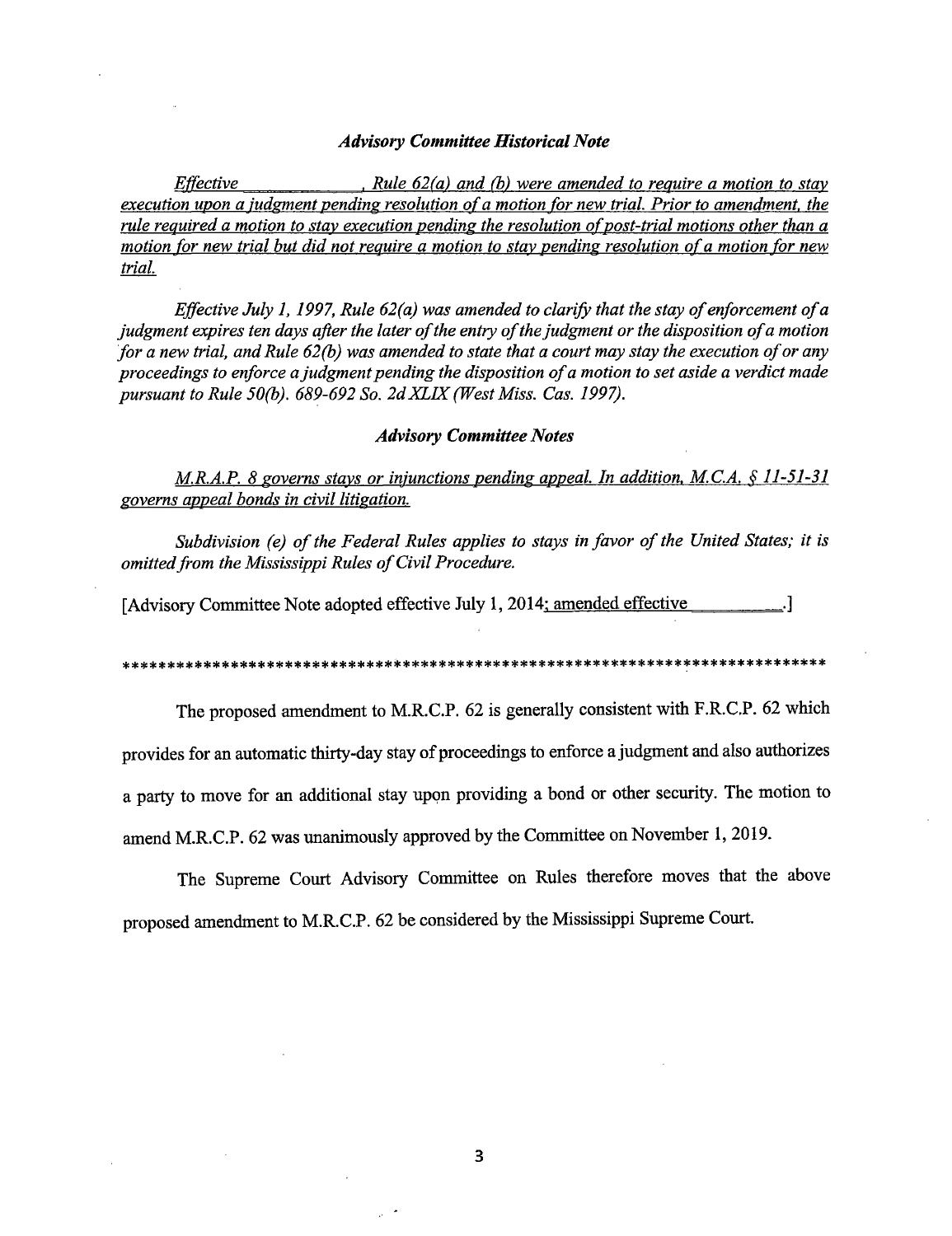### *Advisory Committee Historical Note*

*Effective \_\_\_\_\_\_\_\_\_\_\_\_, Rule 62(a) and (b) were amended to require a motion to stay execution upon a judgment pending resolution of a motion for new trial. Prior to amendment, the rule required a motion to stay execution pending the resolution of post-trial motions other than a motion for new trial but did not require a motion to stay pending resolution of a motion for new trial.*

*Effective July 1, 1997, Rule 62(a) was amended to clarify that the stay of enforcement of a judgment expires ten days after the later of the entry of the judgment or the disposition of a motion for a new trial, and Rule 62(b) was amended to state that a court may stay the execution of or any proceedings to enforce a judgment pending the disposition of a motion to set aside a verdict made pursuant to Rule 50(b). 689-692 So. 2d XLIX (West Miss. Cas. 1997).*

### *Advisory Committee Notes*

*M.R.A.P. 8 governs stays or injunctions pending appeal. In addition, M.C.A. § 11-51-31 governs appeal bonds in civil litigation.*

*Subdivision (e) of the Federal Rules applies to stays in favor of the United States; it is omitted from the Mississippi Rules of Civil Procedure.*

[Advisory Committee Note adopted effective July 1, 2014; amended effective \_\_\_\_\_\_\_\_\_\_.]

\*\*\*\*\*\*\*\*\*\*\*\*\*\*\*\*\*\*\*\*\*\*\*\*\*\*\*\*\*\*\*\*\*\*\*\*\*\*\*\*\*\*\*\*\*\*\*\*\*\*\*\*\*\*\*\*\*\*\*\*\*\*\*\*\*\*\*\*\*\*\*\*\*\*\*\*\*\*\*\*

The proposed amendment to M.R.C.P. 62 is generally consistent with F.R.C.P. 62 which provides for an automatic thirty-day stay of proceedings to enforce a judgment and also authorizes a party to move for an additional stay upon providing a bond or other security. The motion to amend M.R.C.P. 62 was unanimously approved by the Committee on November 1, 2019.

The Supreme Court Advisory Committee on Rules therefore moves that the above proposed amendment to M.R.C.P. 62 be considered by the Mississippi Supreme Court.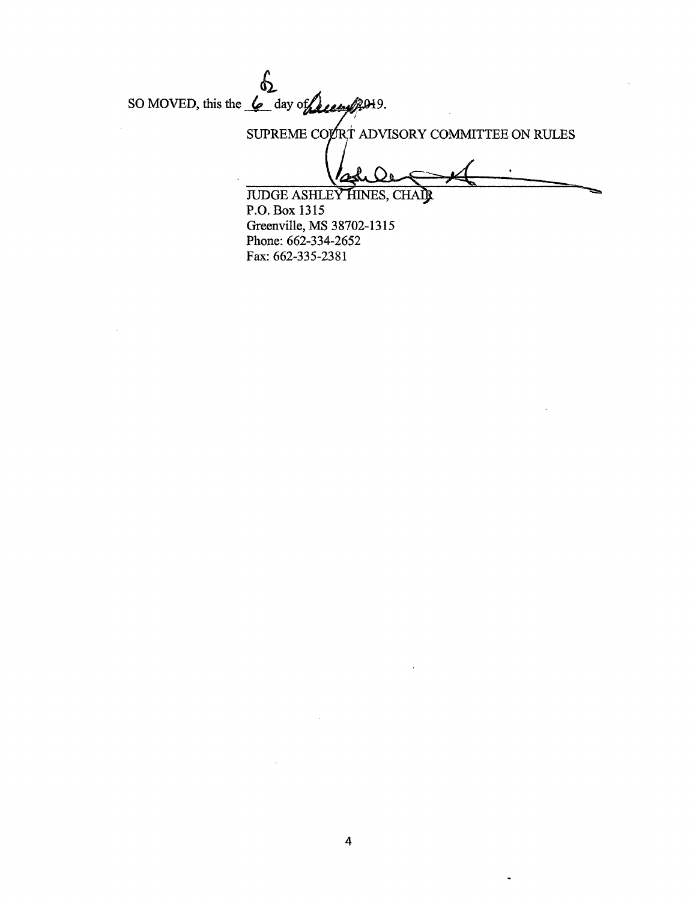SO MOVED, this the 6 day of December 2019.

SUPREME COURT ADVISORY COMMITTEE ON RULES

JUDGE ASHLEY HINES, CHAIR
P.O. Box 1315
Greenville, MS 38702-1315
Phone: 662-334-2652
Fax: 662-335-2381